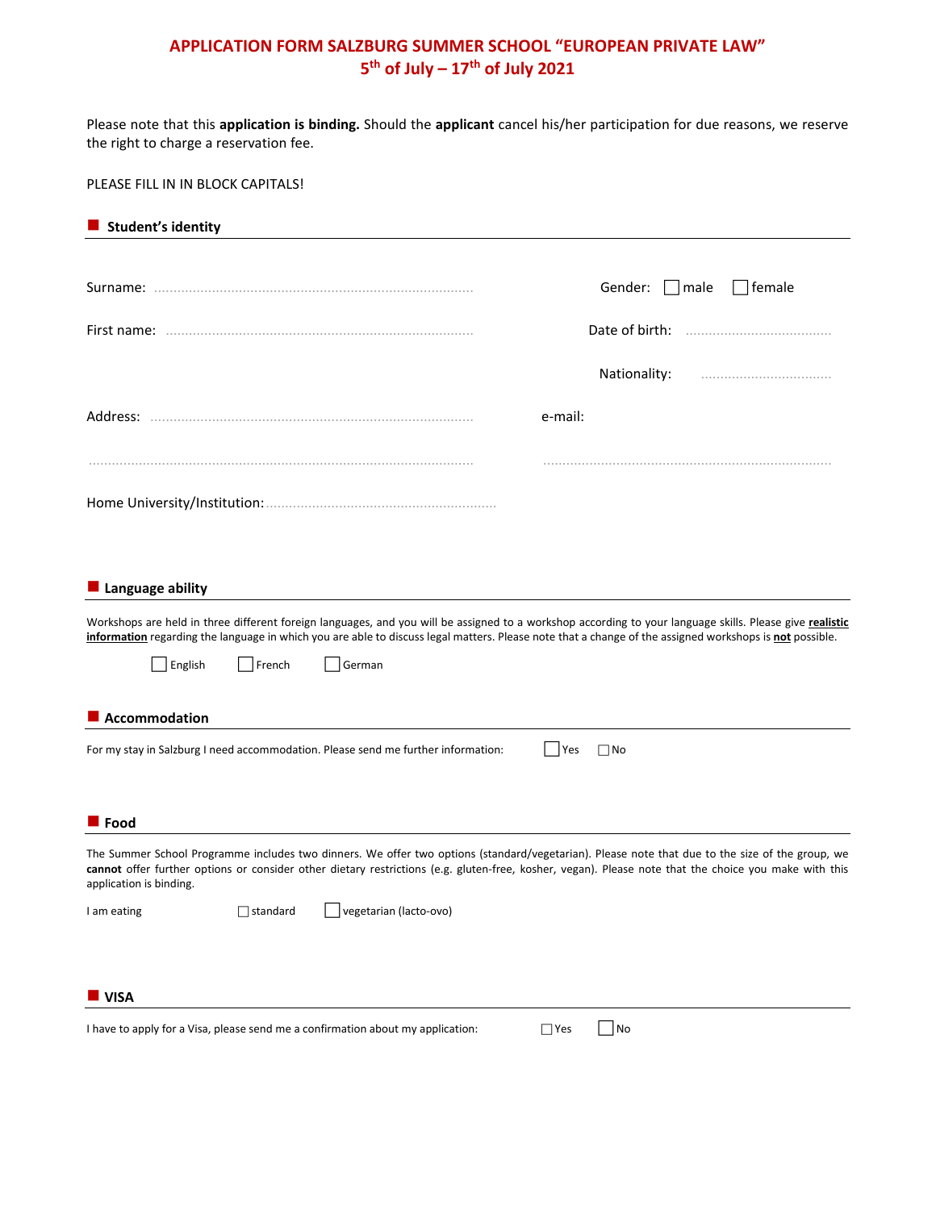# APPLICATION FORM SALZBURG SUMMER SCHOOL "EUROPEAN PRIVATE LAW"
## 5th of July – 17th of July 2021

Please note that this **application is binding.** Should the **applicant** cancel his/her participation for due reasons, we reserve the right to charge a reservation fee.

PLEASE FILL IN IN BLOCK CAPITALS!

## Student's identity

Surname: ..................................................................................

Gender: ☐ male ☐ female

First name: ..............................................................................

Date of birth: ......................................

Nationality: ..................................

Address: ..................................................................................

..................................................................................................

e-mail:

..........................................................................

Home University/Institution: ............................................................

## Language ability

Workshops are held in three different foreign languages, and you will be assigned to a workshop according to your language skills. Please give **realistic information** regarding the language in which you are able to discuss legal matters. Please note that a change of the assigned workshops is **not** possible.

☐ English ☐ French ☐ German

## Accommodation

For my stay in Salzburg I need accommodation. Please send me further information: ☐ Yes ☐ No

## Food

The Summer School Programme includes two dinners. We offer two options (standard/vegetarian). Please note that due to the size of the group, we **cannot** offer further options or consider other dietary restrictions (e.g. gluten-free, kosher, vegan). Please note that the choice you make with this application is binding.

I am eating ☐ standard ☐ vegetarian (lacto-ovo)

## VISA

I have to apply for a Visa, please send me a confirmation about my application: ☐ Yes ☐ No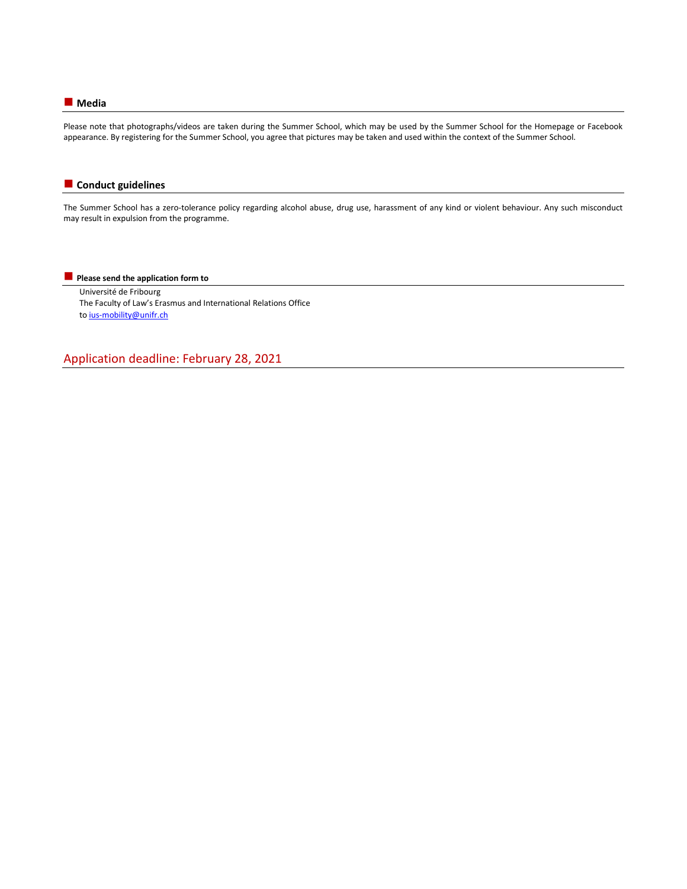## Media

Please note that photographs/videos are taken during the Summer School, which may be used by the Summer School for the Homepage or Facebook appearance. By registering for the Summer School, you agree that pictures may be taken and used within the context of the Summer School.

## Conduct guidelines

The Summer School has a zero-tolerance policy regarding alcohol abuse, drug use, harassment of any kind or violent behaviour. Any such misconduct may result in expulsion from the programme.

### Please send the application form to

Université de Fribourg
The Faculty of Law's Erasmus and International Relations Office
to ius-mobility@unifr.ch

## Application deadline: February 28, 2021